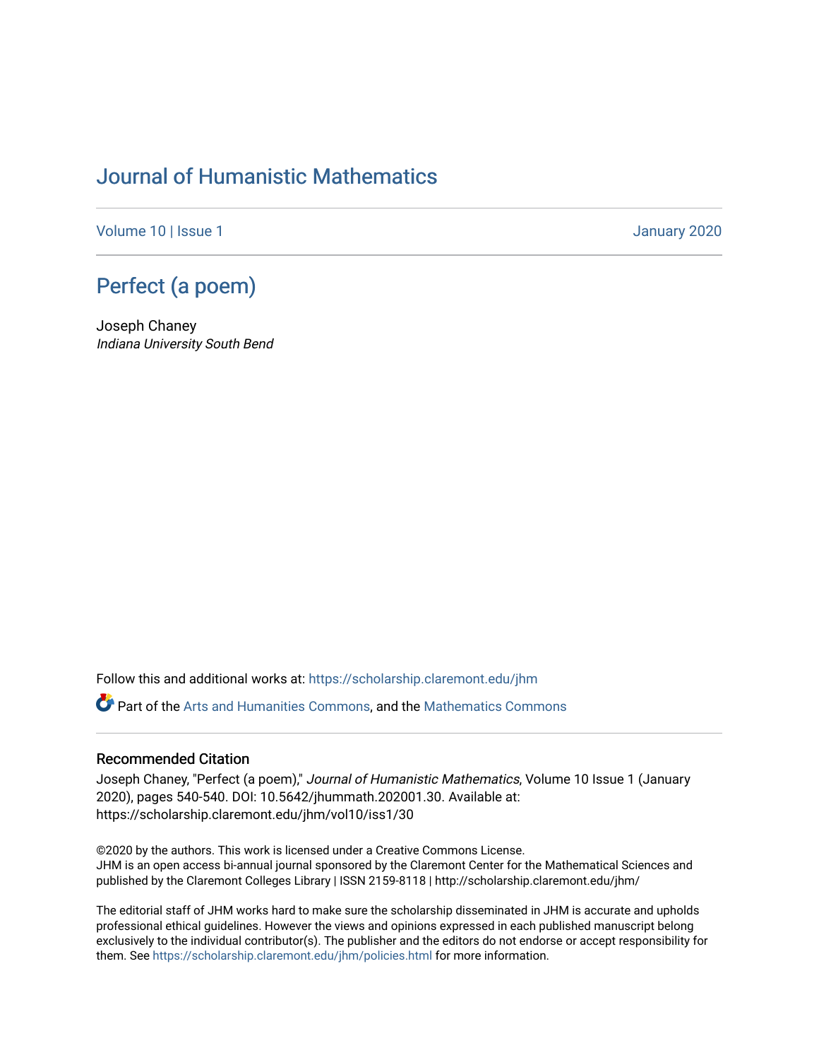# Journal of Humanistic Mathematics

Volume 10 | Issue 1 January 2020

## Perfect (a poem)

Joseph Chaney
*Indiana University South Bend*

Follow this and additional works at: https://scholarship.claremont.edu/jhm

Part of the Arts and Humanities Commons, and the Mathematics Commons

### Recommended Citation

Joseph Chaney, "Perfect (a poem)," *Journal of Humanistic Mathematics*, Volume 10 Issue 1 (January 2020), pages 540-540. DOI: 10.5642/jhummath.202001.30. Available at: https://scholarship.claremont.edu/jhm/vol10/iss1/30

©2020 by the authors. This work is licensed under a Creative Commons License.
JHM is an open access bi-annual journal sponsored by the Claremont Center for the Mathematical Sciences and published by the Claremont Colleges Library | ISSN 2159-8118 | http://scholarship.claremont.edu/jhm/

The editorial staff of JHM works hard to make sure the scholarship disseminated in JHM is accurate and upholds professional ethical guidelines. However the views and opinions expressed in each published manuscript belong exclusively to the individual contributor(s). The publisher and the editors do not endorse or accept responsibility for them. See https://scholarship.claremont.edu/jhm/policies.html for more information.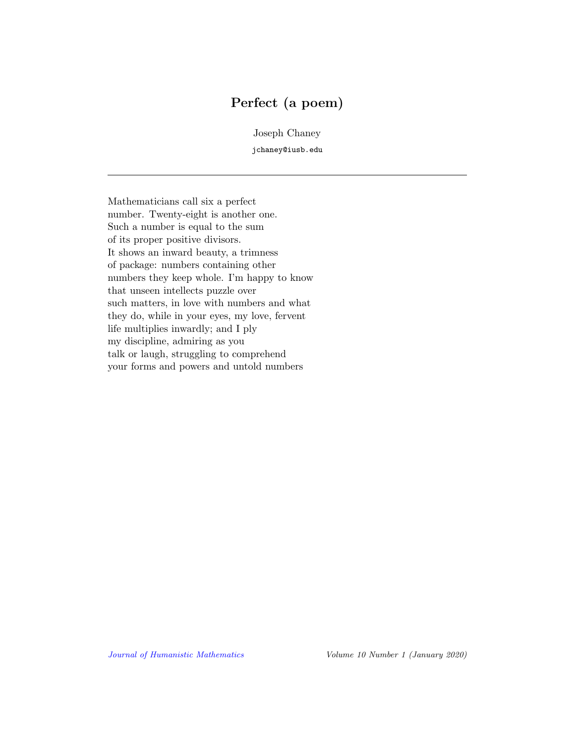# Perfect (a poem)

Joseph Chaney

jchaney@iusb.edu

---

Mathematicians call six a perfect  
number. Twenty-eight is another one.  
Such a number is equal to the sum  
of its proper positive divisors.  
It shows an inward beauty, a trimness  
of package: numbers containing other  
numbers they keep whole. I'm happy to know  
that unseen intellects puzzle over  
such matters, in love with numbers and what  
they do, while in your eyes, my love, fervent  
life multiplies inwardly; and I ply  
my discipline, admiring as you  
talk or laugh, struggling to comprehend  
your forms and powers and untold numbers